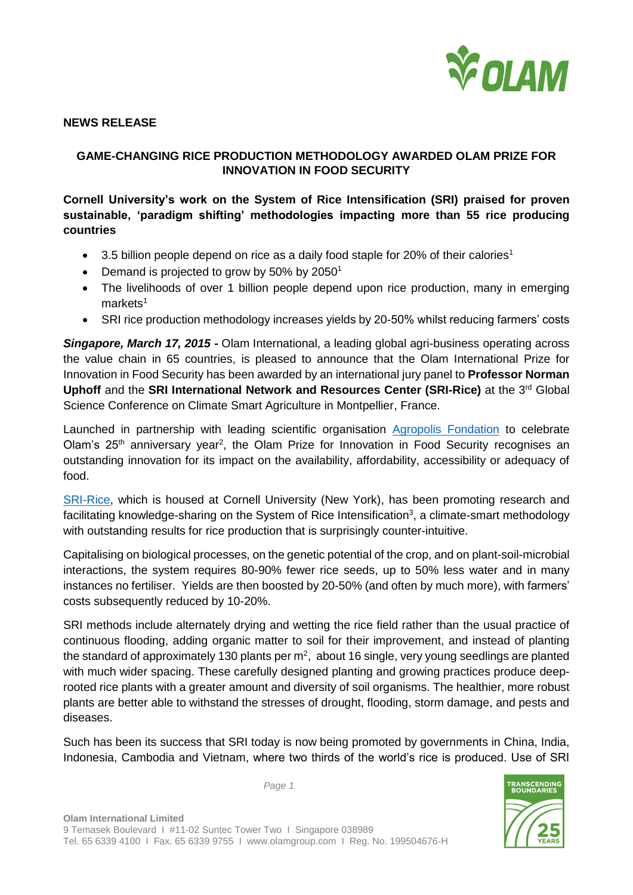**NEWS RELEASE**

## GAME-CHANGING RICE PRODUCTION METHODOLOGY AWARDED OLAM PRIZE FOR INNOVATION IN FOOD SECURITY

**Cornell University's work on the System of Rice Intensification (SRI) praised for proven sustainable, 'paradigm shifting' methodologies impacting more than 55 rice producing countries**

- 3.5 billion people depend on rice as a daily food staple for 20% of their calories[1]
- Demand is projected to grow by 50% by 2050[1]
- The livelihoods of over 1 billion people depend upon rice production, many in emerging markets[1]
- SRI rice production methodology increases yields by 20-50% whilst reducing farmers' costs

***Singapore, March 17, 2015* -** Olam International, a leading global agri-business operating across the value chain in 65 countries, is pleased to announce that the Olam International Prize for Innovation in Food Security has been awarded by an international jury panel to **Professor Norman Uphoff** and the **SRI International Network and Resources Center (SRI-Rice)** at the 3rd Global Science Conference on Climate Smart Agriculture in Montpellier, France.

Launched in partnership with leading scientific organisation Agropolis Fondation to celebrate Olam's 25th anniversary year[2], the Olam Prize for Innovation in Food Security recognises an outstanding innovation for its impact on the availability, affordability, accessibility or adequacy of food.

SRI-Rice, which is housed at Cornell University (New York), has been promoting research and facilitating knowledge-sharing on the System of Rice Intensification[3], a climate-smart methodology with outstanding results for rice production that is surprisingly counter-intuitive.

Capitalising on biological processes, on the genetic potential of the crop, and on plant-soil-microbial interactions, the system requires 80-90% fewer rice seeds, up to 50% less water and in many instances no fertiliser. Yields are then boosted by 20-50% (and often by much more), with farmers' costs subsequently reduced by 10-20%.

SRI methods include alternately drying and wetting the rice field rather than the usual practice of continuous flooding, adding organic matter to soil for their improvement, and instead of planting the standard of approximately 130 plants per $m^2$, about 16 single, very young seedlings are planted with much wider spacing. These carefully designed planting and growing practices produce deep-rooted rice plants with a greater amount and diversity of soil organisms. The healthier, more robust plants are better able to withstand the stresses of drought, flooding, storm damage, and pests and diseases.

Such has been its success that SRI today is now being promoted by governments in China, India, Indonesia, Cambodia and Vietnam, where two thirds of the world's rice is produced. Use of SRI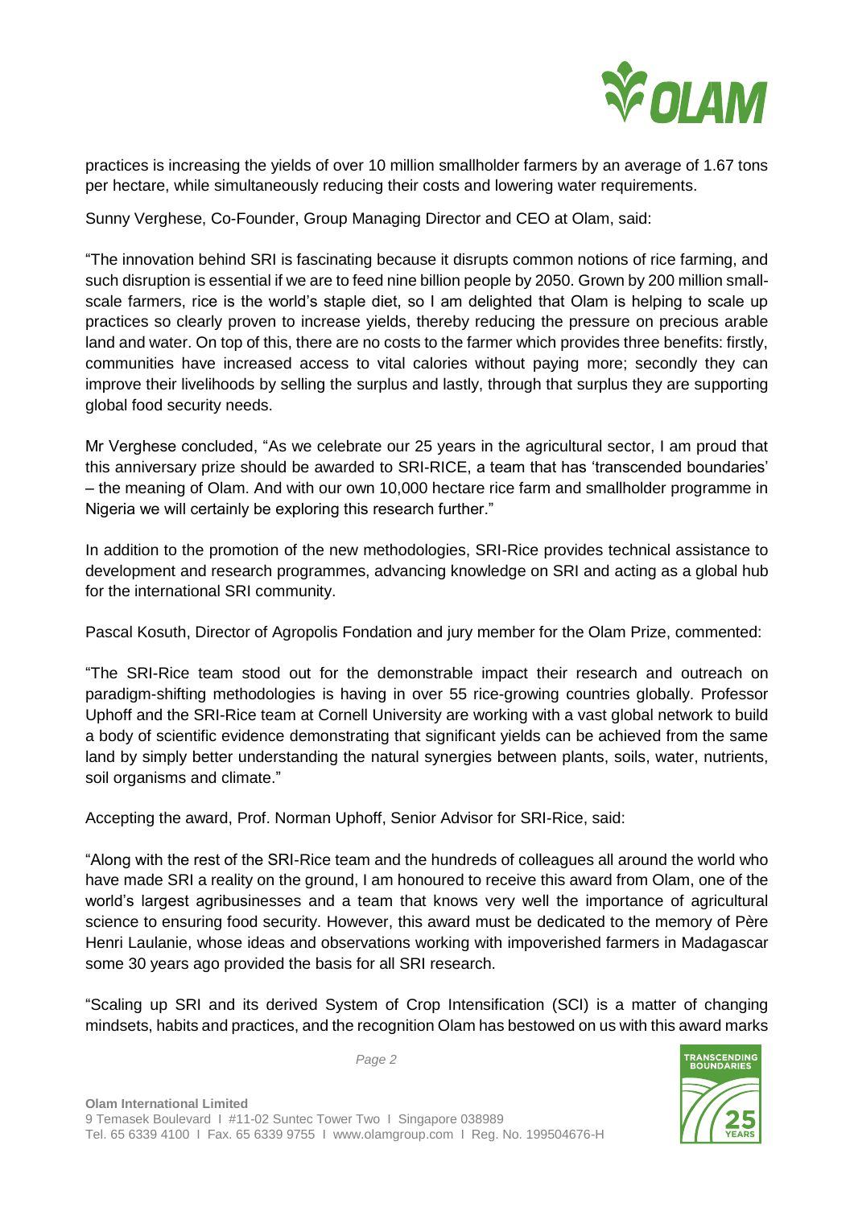practices is increasing the yields of over 10 million smallholder farmers by an average of 1.67 tons per hectare, while simultaneously reducing their costs and lowering water requirements.

Sunny Verghese, Co-Founder, Group Managing Director and CEO at Olam, said:

"The innovation behind SRI is fascinating because it disrupts common notions of rice farming, and such disruption is essential if we are to feed nine billion people by 2050. Grown by 200 million small-scale farmers, rice is the world's staple diet, so I am delighted that Olam is helping to scale up practices so clearly proven to increase yields, thereby reducing the pressure on precious arable land and water. On top of this, there are no costs to the farmer which provides three benefits: firstly, communities have increased access to vital calories without paying more; secondly they can improve their livelihoods by selling the surplus and lastly, through that surplus they are supporting global food security needs.

Mr Verghese concluded, "As we celebrate our 25 years in the agricultural sector, I am proud that this anniversary prize should be awarded to SRI-RICE, a team that has 'transcended boundaries' – the meaning of Olam. And with our own 10,000 hectare rice farm and smallholder programme in Nigeria we will certainly be exploring this research further."

In addition to the promotion of the new methodologies, SRI-Rice provides technical assistance to development and research programmes, advancing knowledge on SRI and acting as a global hub for the international SRI community.

Pascal Kosuth, Director of Agropolis Fondation and jury member for the Olam Prize, commented:

"The SRI-Rice team stood out for the demonstrable impact their research and outreach on paradigm-shifting methodologies is having in over 55 rice-growing countries globally. Professor Uphoff and the SRI-Rice team at Cornell University are working with a vast global network to build a body of scientific evidence demonstrating that significant yields can be achieved from the same land by simply better understanding the natural synergies between plants, soils, water, nutrients, soil organisms and climate."

Accepting the award, Prof. Norman Uphoff, Senior Advisor for SRI-Rice, said:

"Along with the rest of the SRI-Rice team and the hundreds of colleagues all around the world who have made SRI a reality on the ground, I am honoured to receive this award from Olam, one of the world's largest agribusinesses and a team that knows very well the importance of agricultural science to ensuring food security. However, this award must be dedicated to the memory of Père Henri Laulanie, whose ideas and observations working with impoverished farmers in Madagascar some 30 years ago provided the basis for all SRI research.

"Scaling up SRI and its derived System of Crop Intensification (SCI) is a matter of changing mindsets, habits and practices, and the recognition Olam has bestowed on us with this award marks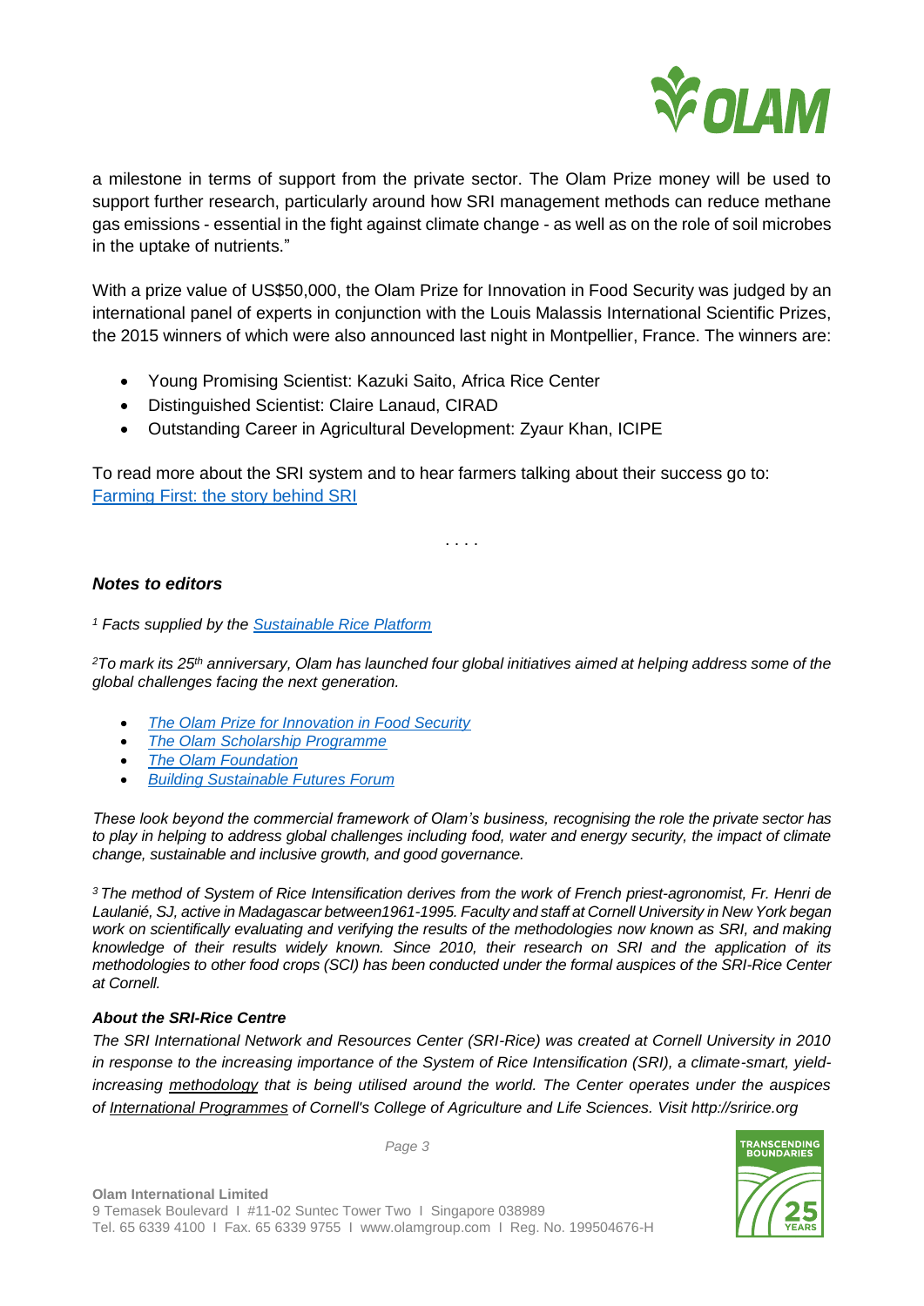a milestone in terms of support from the private sector. The Olam Prize money will be used to support further research, particularly around how SRI management methods can reduce methane gas emissions - essential in the fight against climate change - as well as on the role of soil microbes in the uptake of nutrients."

With a prize value of US$50,000, the Olam Prize for Innovation in Food Security was judged by an international panel of experts in conjunction with the Louis Malassis International Scientific Prizes, the 2015 winners of which were also announced last night in Montpellier, France. The winners are:

- Young Promising Scientist: Kazuki Saito, Africa Rice Center
- Distinguished Scientist: Claire Lanaud, CIRAD
- Outstanding Career in Agricultural Development: Zyaur Khan, ICIPE

To read more about the SRI system and to hear farmers talking about their success go to: Farming First: the story behind SRI

. . . .

### *Notes to editors*

*[1] Facts supplied by the Sustainable Rice Platform*

*[2] To mark its 25th anniversary, Olam has launched four global initiatives aimed at helping address some of the global challenges facing the next generation.*

- *The Olam Prize for Innovation in Food Security*
- *The Olam Scholarship Programme*
- *The Olam Foundation*
- *Building Sustainable Futures Forum*

*These look beyond the commercial framework of Olam's business, recognising the role the private sector has to play in helping to address global challenges including food, water and energy security, the impact of climate change, sustainable and inclusive growth, and good governance.*

*[3] The method of System of Rice Intensification derives from the work of French priest-agronomist, Fr. Henri de Laulanié, SJ, active in Madagascar between1961-1995. Faculty and staff at Cornell University in New York began work on scientifically evaluating and verifying the results of the methodologies now known as SRI, and making knowledge of their results widely known. Since 2010, their research on SRI and the application of its methodologies to other food crops (SCI) has been conducted under the formal auspices of the SRI-Rice Center at Cornell.*

### ***About the SRI-Rice Centre***

*The SRI International Network and Resources Center (SRI-Rice) was created at Cornell University in 2010 in response to the increasing importance of the System of Rice Intensification (SRI), a climate-smart, yield-increasing methodology that is being utilised around the world. The Center operates under the auspices of International Programmes of Cornell's College of Agriculture and Life Sciences. Visit http://sririce.org*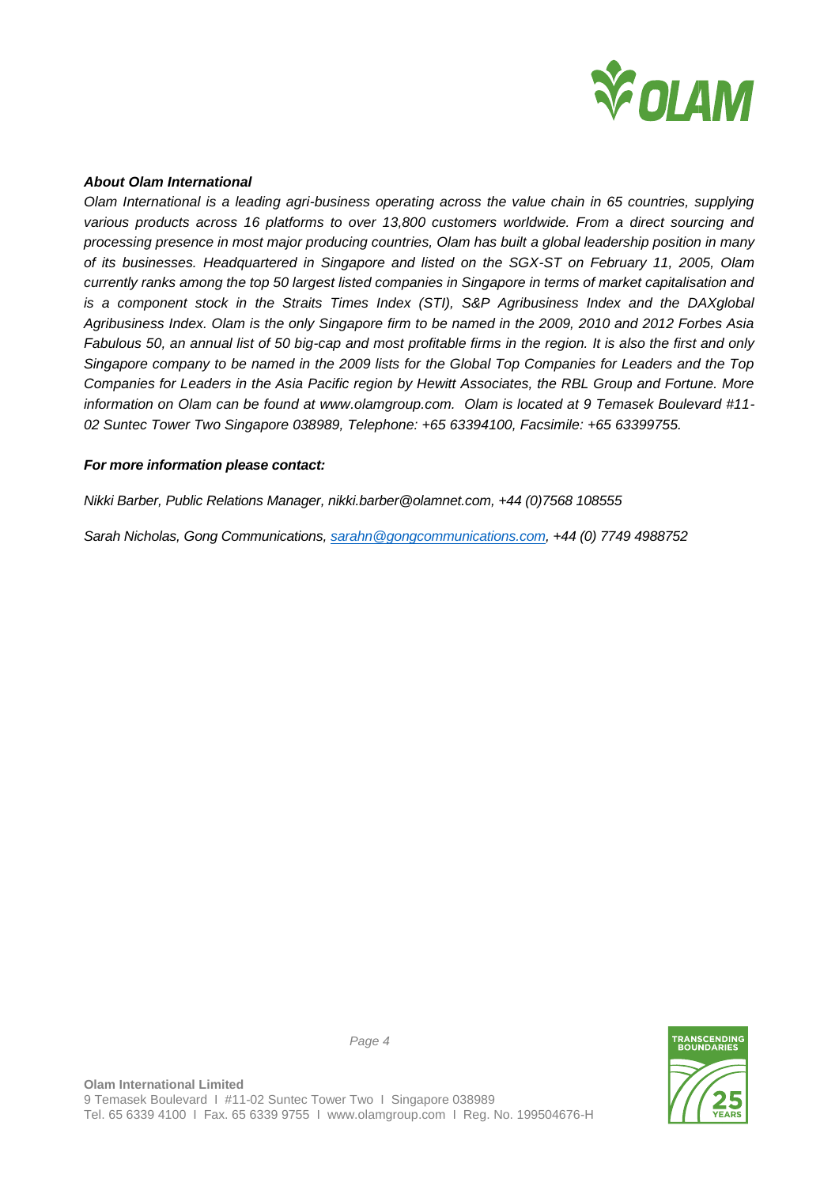***About Olam International***

*Olam International is a leading agri-business operating across the value chain in 65 countries, supplying various products across 16 platforms to over 13,800 customers worldwide. From a direct sourcing and processing presence in most major producing countries, Olam has built a global leadership position in many of its businesses. Headquartered in Singapore and listed on the SGX-ST on February 11, 2005, Olam currently ranks among the top 50 largest listed companies in Singapore in terms of market capitalisation and is a component stock in the Straits Times Index (STI), S&P Agribusiness Index and the DAXglobal Agribusiness Index. Olam is the only Singapore firm to be named in the 2009, 2010 and 2012 Forbes Asia Fabulous 50, an annual list of 50 big-cap and most profitable firms in the region. It is also the first and only Singapore company to be named in the 2009 lists for the Global Top Companies for Leaders and the Top Companies for Leaders in the Asia Pacific region by Hewitt Associates, the RBL Group and Fortune. More information on Olam can be found at www.olamgroup.com. Olam is located at 9 Temasek Boulevard #11-02 Suntec Tower Two Singapore 038989, Telephone: +65 63394100, Facsimile: +65 63399755.*

***For more information please contact:***

*Nikki Barber, Public Relations Manager, nikki.barber@olamnet.com, +44 (0)7568 108555*

*Sarah Nicholas, Gong Communications, sarahn@gongcommunications.com, +44 (0) 7749 4988752*

**Olam International Limited**
9 Temasek Boulevard I #11-02 Suntec Tower Two I Singapore 038989
Tel. 65 6339 4100 I Fax. 65 6339 9755 I www.olamgroup.com I Reg. No. 199504676-H